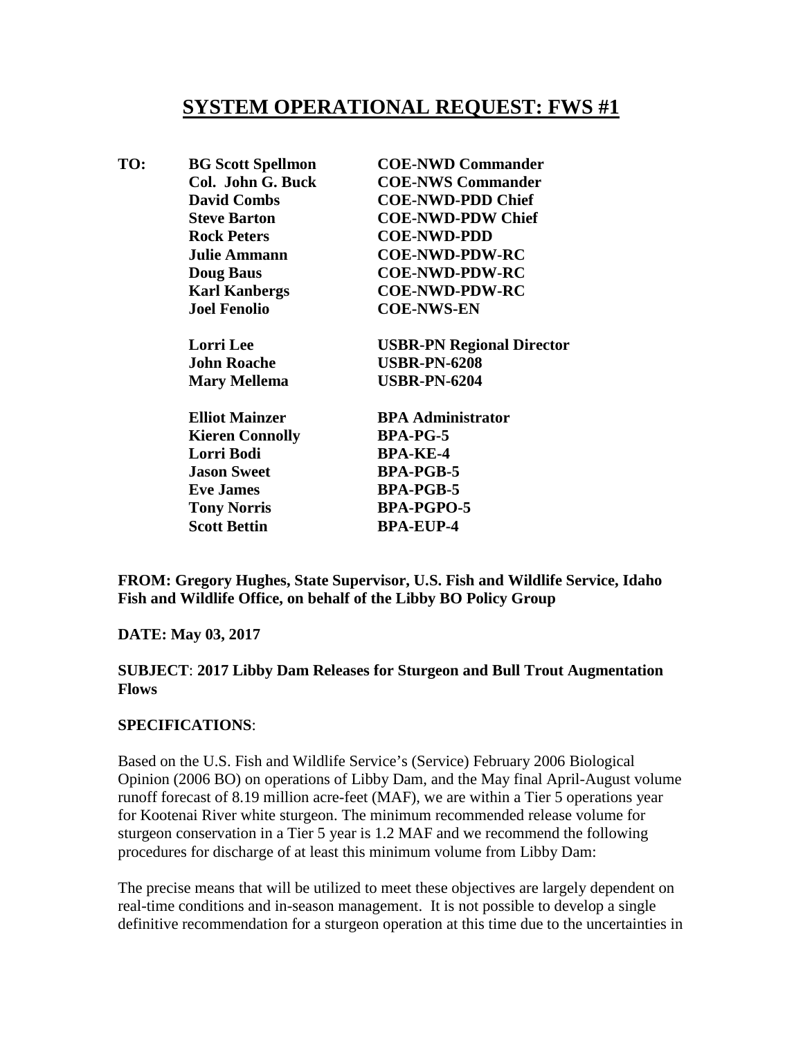# SYSTEM OPERATIONAL REQUEST: FWS #1

| | | |
|---|---|---|
| **TO:** | **BG Scott Spellmon** | **COE-NWD Commander** |
| | **Col. John G. Buck** | **COE-NWS Commander** |
| | **David Combs** | **COE-NWD-PDD Chief** |
| | **Steve Barton** | **COE-NWD-PDW Chief** |
| | **Rock Peters** | **COE-NWD-PDD** |
| | **Julie Ammann** | **COE-NWD-PDW-RC** |
| | **Doug Baus** | **COE-NWD-PDW-RC** |
| | **Karl Kanbergs** | **COE-NWD-PDW-RC** |
| | **Joel Fenolio** | **COE-NWS-EN** |
| | | |
| | **Lorri Lee** | **USBR-PN Regional Director** |
| | **John Roache** | **USBR-PN-6208** |
| | **Mary Mellema** | **USBR-PN-6204** |
| | | |
| | **Elliot Mainzer** | **BPA Administrator** |
| | **Kieren Connolly** | **BPA-PG-5** |
| | **Lorri Bodi** | **BPA-KE-4** |
| | **Jason Sweet** | **BPA-PGB-5** |
| | **Eve James** | **BPA-PGB-5** |
| | **Tony Norris** | **BPA-PGPO-5** |
| | **Scott Bettin** | **BPA-EUP-4** |

**FROM: Gregory Hughes, State Supervisor, U.S. Fish and Wildlife Service, Idaho Fish and Wildlife Office, on behalf of the Libby BO Policy Group**

**DATE: May 03, 2017**

**SUBJECT**: **2017 Libby Dam Releases for Sturgeon and Bull Trout Augmentation Flows**

**SPECIFICATIONS**:

Based on the U.S. Fish and Wildlife Service's (Service) February 2006 Biological Opinion (2006 BO) on operations of Libby Dam, and the May final April-August volume runoff forecast of 8.19 million acre-feet (MAF), we are within a Tier 5 operations year for Kootenai River white sturgeon. The minimum recommended release volume for sturgeon conservation in a Tier 5 year is 1.2 MAF and we recommend the following procedures for discharge of at least this minimum volume from Libby Dam:

The precise means that will be utilized to meet these objectives are largely dependent on real-time conditions and in-season management. It is not possible to develop a single definitive recommendation for a sturgeon operation at this time due to the uncertainties in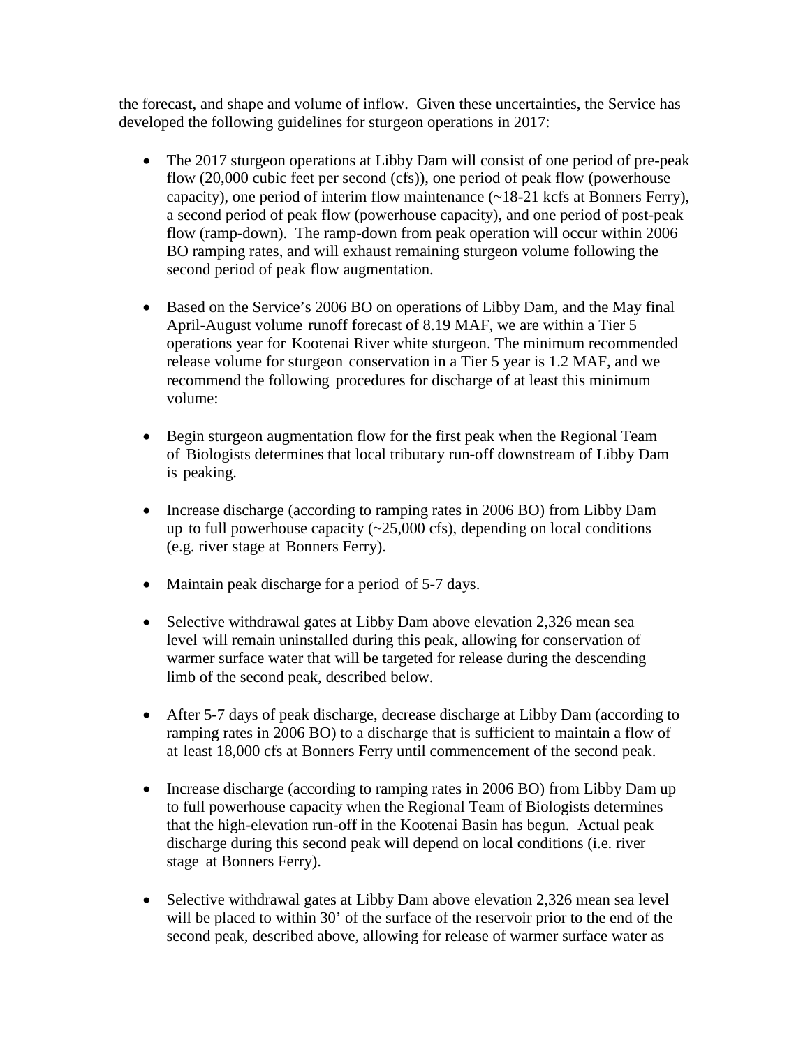the forecast, and shape and volume of inflow. Given these uncertainties, the Service has developed the following guidelines for sturgeon operations in 2017:

- The 2017 sturgeon operations at Libby Dam will consist of one period of pre-peak flow (20,000 cubic feet per second (cfs)), one period of peak flow (powerhouse capacity), one period of interim flow maintenance (~18-21 kcfs at Bonners Ferry), a second period of peak flow (powerhouse capacity), and one period of post-peak flow (ramp-down). The ramp-down from peak operation will occur within 2006 BO ramping rates, and will exhaust remaining sturgeon volume following the second period of peak flow augmentation.

- Based on the Service's 2006 BO on operations of Libby Dam, and the May final April-August volume runoff forecast of 8.19 MAF, we are within a Tier 5 operations year for Kootenai River white sturgeon. The minimum recommended release volume for sturgeon conservation in a Tier 5 year is 1.2 MAF, and we recommend the following procedures for discharge of at least this minimum volume:

- Begin sturgeon augmentation flow for the first peak when the Regional Team of Biologists determines that local tributary run-off downstream of Libby Dam is peaking.

- Increase discharge (according to ramping rates in 2006 BO) from Libby Dam up to full powerhouse capacity (~25,000 cfs), depending on local conditions (e.g. river stage at Bonners Ferry).

- Maintain peak discharge for a period of 5-7 days.

- Selective withdrawal gates at Libby Dam above elevation 2,326 mean sea level will remain uninstalled during this peak, allowing for conservation of warmer surface water that will be targeted for release during the descending limb of the second peak, described below.

- After 5-7 days of peak discharge, decrease discharge at Libby Dam (according to ramping rates in 2006 BO) to a discharge that is sufficient to maintain a flow of at least 18,000 cfs at Bonners Ferry until commencement of the second peak.

- Increase discharge (according to ramping rates in 2006 BO) from Libby Dam up to full powerhouse capacity when the Regional Team of Biologists determines that the high-elevation run-off in the Kootenai Basin has begun. Actual peak discharge during this second peak will depend on local conditions (i.e. river stage at Bonners Ferry).

- Selective withdrawal gates at Libby Dam above elevation 2,326 mean sea level will be placed to within 30' of the surface of the reservoir prior to the end of the second peak, described above, allowing for release of warmer surface water as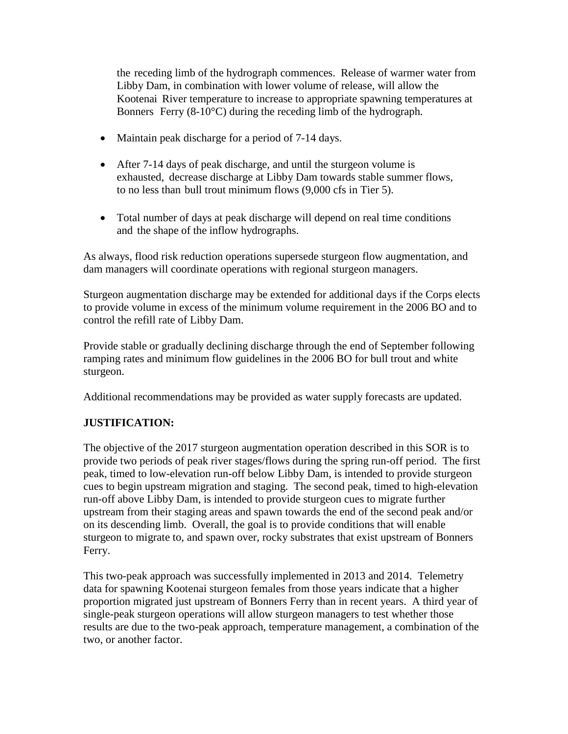the receding limb of the hydrograph commences. Release of warmer water from Libby Dam, in combination with lower volume of release, will allow the Kootenai River temperature to increase to appropriate spawning temperatures at Bonners Ferry (8-10°C) during the receding limb of the hydrograph.

- Maintain peak discharge for a period of 7-14 days.
- After 7-14 days of peak discharge, and until the sturgeon volume is exhausted, decrease discharge at Libby Dam towards stable summer flows, to no less than bull trout minimum flows (9,000 cfs in Tier 5).
- Total number of days at peak discharge will depend on real time conditions and the shape of the inflow hydrographs.

As always, flood risk reduction operations supersede sturgeon flow augmentation, and dam managers will coordinate operations with regional sturgeon managers.

Sturgeon augmentation discharge may be extended for additional days if the Corps elects to provide volume in excess of the minimum volume requirement in the 2006 BO and to control the refill rate of Libby Dam.

Provide stable or gradually declining discharge through the end of September following ramping rates and minimum flow guidelines in the 2006 BO for bull trout and white sturgeon.

Additional recommendations may be provided as water supply forecasts are updated.

**JUSTIFICATION:**

The objective of the 2017 sturgeon augmentation operation described in this SOR is to provide two periods of peak river stages/flows during the spring run-off period. The first peak, timed to low-elevation run-off below Libby Dam, is intended to provide sturgeon cues to begin upstream migration and staging. The second peak, timed to high-elevation run-off above Libby Dam, is intended to provide sturgeon cues to migrate further upstream from their staging areas and spawn towards the end of the second peak and/or on its descending limb. Overall, the goal is to provide conditions that will enable sturgeon to migrate to, and spawn over, rocky substrates that exist upstream of Bonners Ferry.

This two-peak approach was successfully implemented in 2013 and 2014. Telemetry data for spawning Kootenai sturgeon females from those years indicate that a higher proportion migrated just upstream of Bonners Ferry than in recent years. A third year of single-peak sturgeon operations will allow sturgeon managers to test whether those results are due to the two-peak approach, temperature management, a combination of the two, or another factor.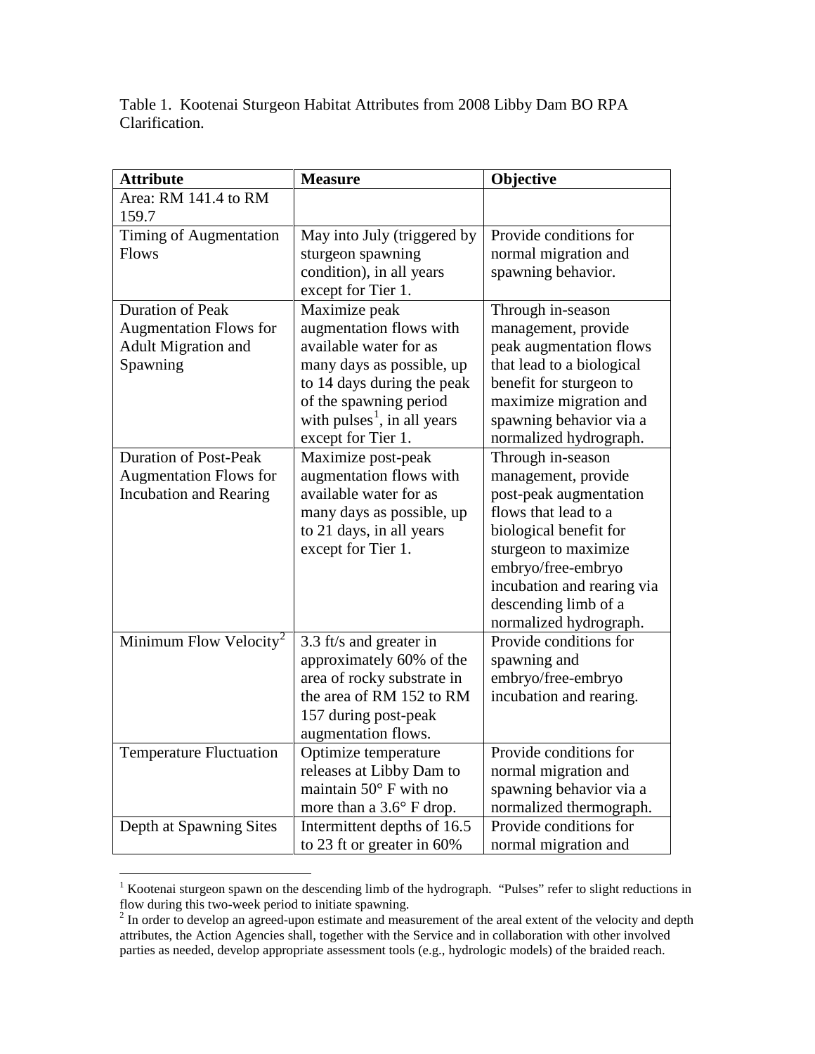Table 1. Kootenai Sturgeon Habitat Attributes from 2008 Libby Dam BO RPA Clarification.

| **Attribute** | **Measure** | **Objective** |
|---|---|---|
| Area: RM 141.4 to RM 159.7 | | |
| Timing of Augmentation Flows | May into July (triggered by sturgeon spawning condition), in all years except for Tier 1. | Provide conditions for normal migration and spawning behavior. |
| Duration of Peak Augmentation Flows for Adult Migration and Spawning | Maximize peak augmentation flows with available water for as many days as possible, up to 14 days during the peak of the spawning period with pulses[1], in all years except for Tier 1. | Through in-season management, provide peak augmentation flows that lead to a biological benefit for sturgeon to maximize migration and spawning behavior via a normalized hydrograph. |
| Duration of Post-Peak Augmentation Flows for Incubation and Rearing | Maximize post-peak augmentation flows with available water for as many days as possible, up to 21 days, in all years except for Tier 1. | Through in-season management, provide post-peak augmentation flows that lead to a biological benefit for sturgeon to maximize embryo/free-embryo incubation and rearing via descending limb of a normalized hydrograph. |
| Minimum Flow Velocity[2] | 3.3 ft/s and greater in approximately 60% of the area of rocky substrate in the area of RM 152 to RM 157 during post-peak augmentation flows. | Provide conditions for spawning and embryo/free-embryo incubation and rearing. |
| Temperature Fluctuation | Optimize temperature releases at Libby Dam to maintain 50° F with no more than a 3.6° F drop. | Provide conditions for normal migration and spawning behavior via a normalized thermograph. |
| Depth at Spawning Sites | Intermittent depths of 16.5 to 23 ft or greater in 60% | Provide conditions for normal migration and |

[1] Kootenai sturgeon spawn on the descending limb of the hydrograph. "Pulses" refer to slight reductions in flow during this two-week period to initiate spawning.

[2] In order to develop an agreed-upon estimate and measurement of the areal extent of the velocity and depth attributes, the Action Agencies shall, together with the Service and in collaboration with other involved parties as needed, develop appropriate assessment tools (e.g., hydrologic models) of the braided reach.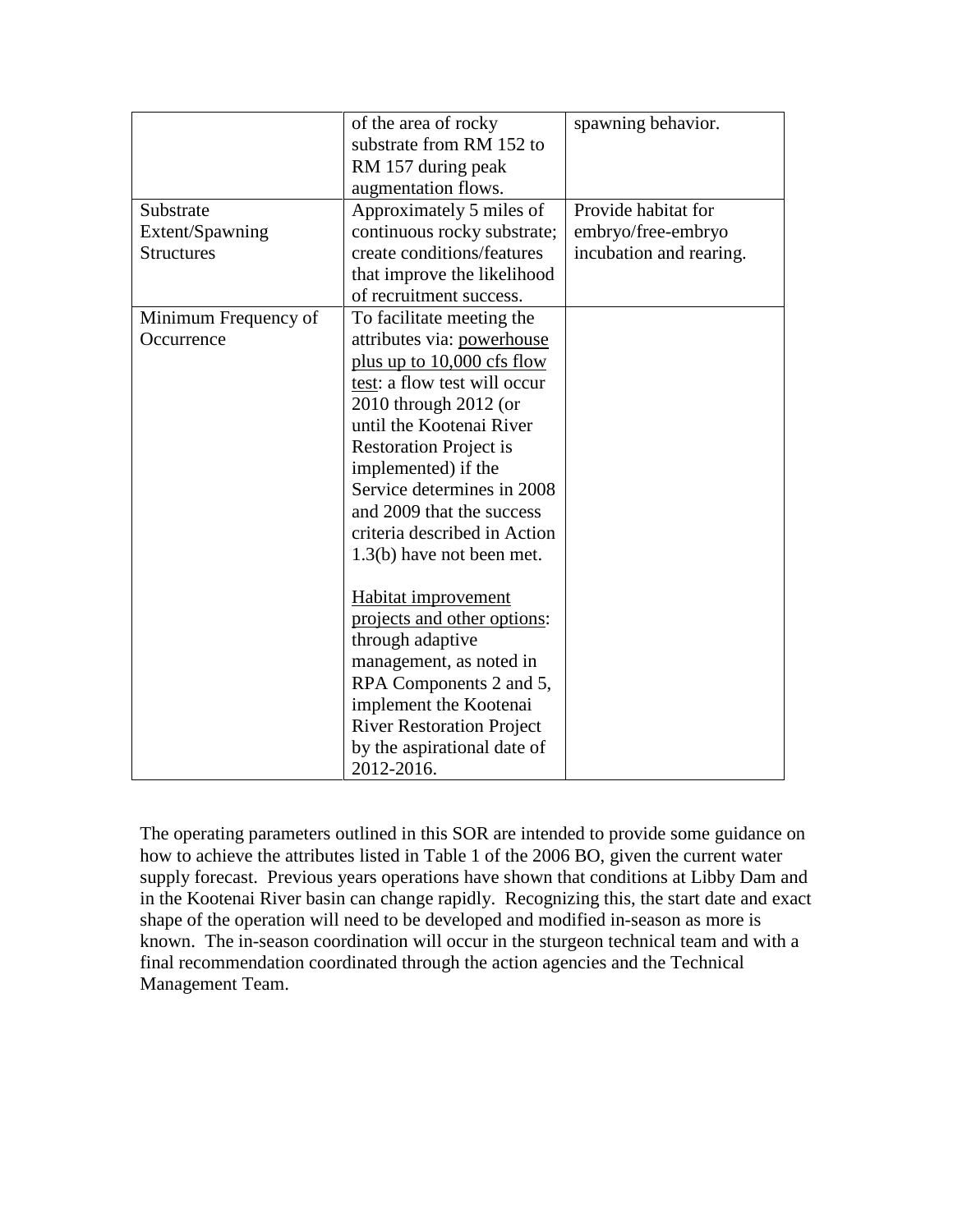| | | |
|---|---|---|
| | of the area of rocky substrate from RM 152 to RM 157 during peak augmentation flows. | spawning behavior. |
| Substrate Extent/Spawning Structures | Approximately 5 miles of continuous rocky substrate; create conditions/features that improve the likelihood of recruitment success. | Provide habitat for embryo/free-embryo incubation and rearing. |
| Minimum Frequency of Occurrence | To facilitate meeting the attributes via: <u>powerhouse plus up to 10,000 cfs flow test</u>: a flow test will occur 2010 through 2012 (or until the Kootenai River Restoration Project is implemented) if the Service determines in 2008 and 2009 that the success criteria described in Action 1.3(b) have not been met.<br><br><u>Habitat improvement projects and other options</u>: through adaptive management, as noted in RPA Components 2 and 5, implement the Kootenai River Restoration Project by the aspirational date of 2012-2016. | |

The operating parameters outlined in this SOR are intended to provide some guidance on how to achieve the attributes listed in Table 1 of the 2006 BO, given the current water supply forecast. Previous years operations have shown that conditions at Libby Dam and in the Kootenai River basin can change rapidly. Recognizing this, the start date and exact shape of the operation will need to be developed and modified in-season as more is known. The in-season coordination will occur in the sturgeon technical team and with a final recommendation coordinated through the action agencies and the Technical Management Team.